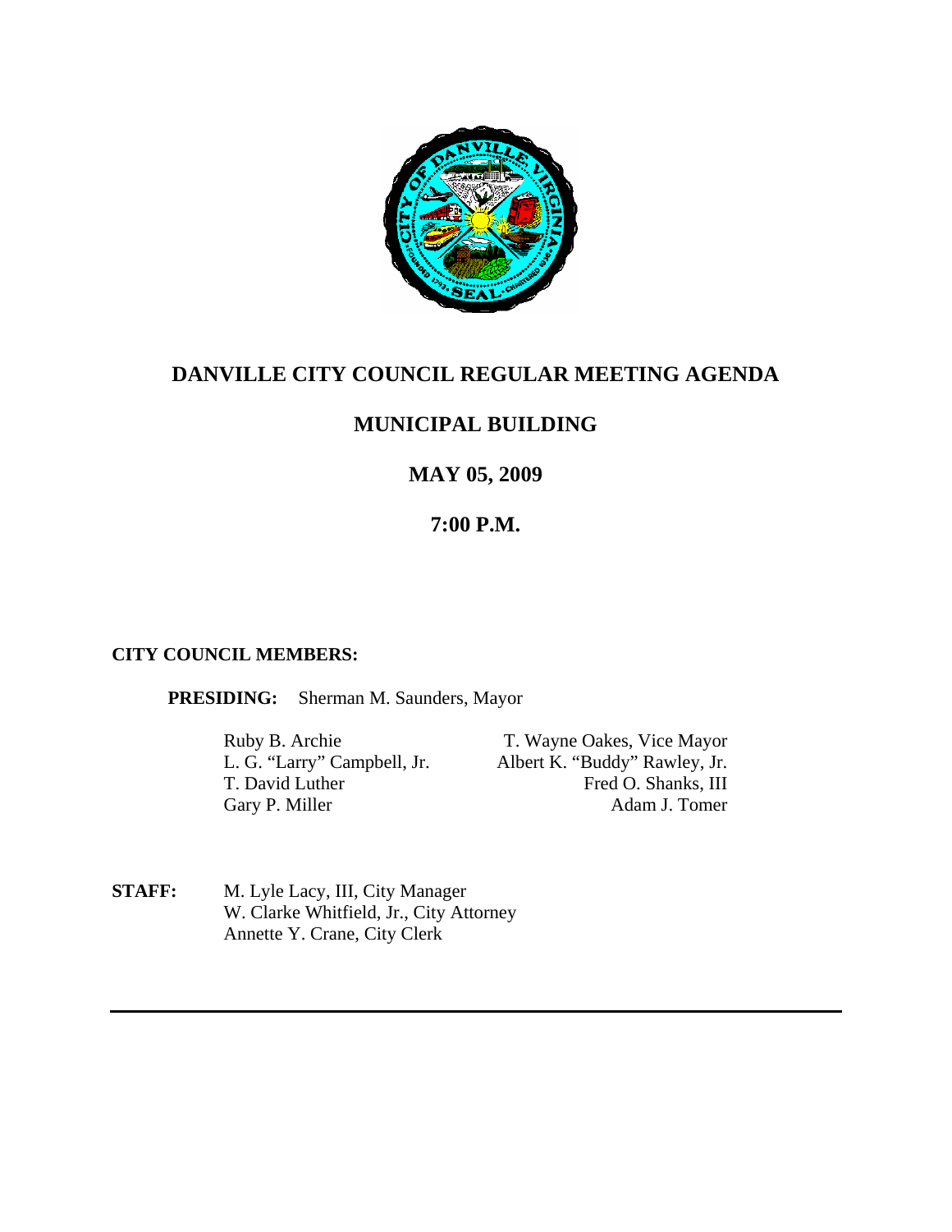# DANVILLE CITY COUNCIL REGULAR MEETING AGENDA

## MUNICIPAL BUILDING

## MAY 05, 2009

## 7:00 P.M.

**CITY COUNCIL MEMBERS:**

**PRESIDING:** Sherman M. Saunders, Mayor

Ruby B. Archie
L. G. "Larry" Campbell, Jr.
T. David Luther
Gary P. Miller
T. Wayne Oakes, Vice Mayor
Albert K. "Buddy" Rawley, Jr.
Fred O. Shanks, III
Adam J. Tomer

**STAFF:** M. Lyle Lacy, III, City Manager
W. Clarke Whitfield, Jr., City Attorney
Annette Y. Crane, City Clerk

---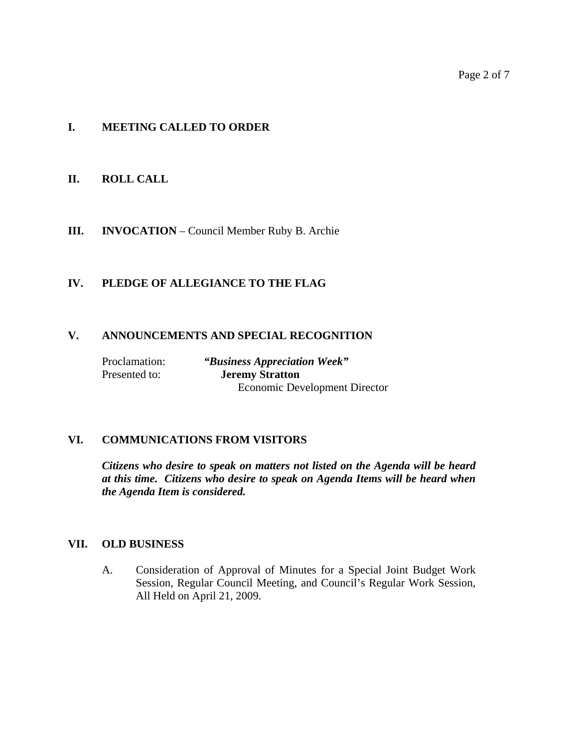## I. MEETING CALLED TO ORDER

## II. ROLL CALL

## III. INVOCATION – Council Member Ruby B. Archie

## IV. PLEDGE OF ALLEGIANCE TO THE FLAG

## V. ANNOUNCEMENTS AND SPECIAL RECOGNITION

Proclamation: ***"Business Appreciation Week"***
Presented to: **Jeremy Stratton**
Economic Development Director

## VI. COMMUNICATIONS FROM VISITORS

***Citizens who desire to speak on matters not listed on the Agenda will be heard at this time. Citizens who desire to speak on Agenda Items will be heard when the Agenda Item is considered.***

## VII. OLD BUSINESS

A. Consideration of Approval of Minutes for a Special Joint Budget Work Session, Regular Council Meeting, and Council's Regular Work Session, All Held on April 21, 2009.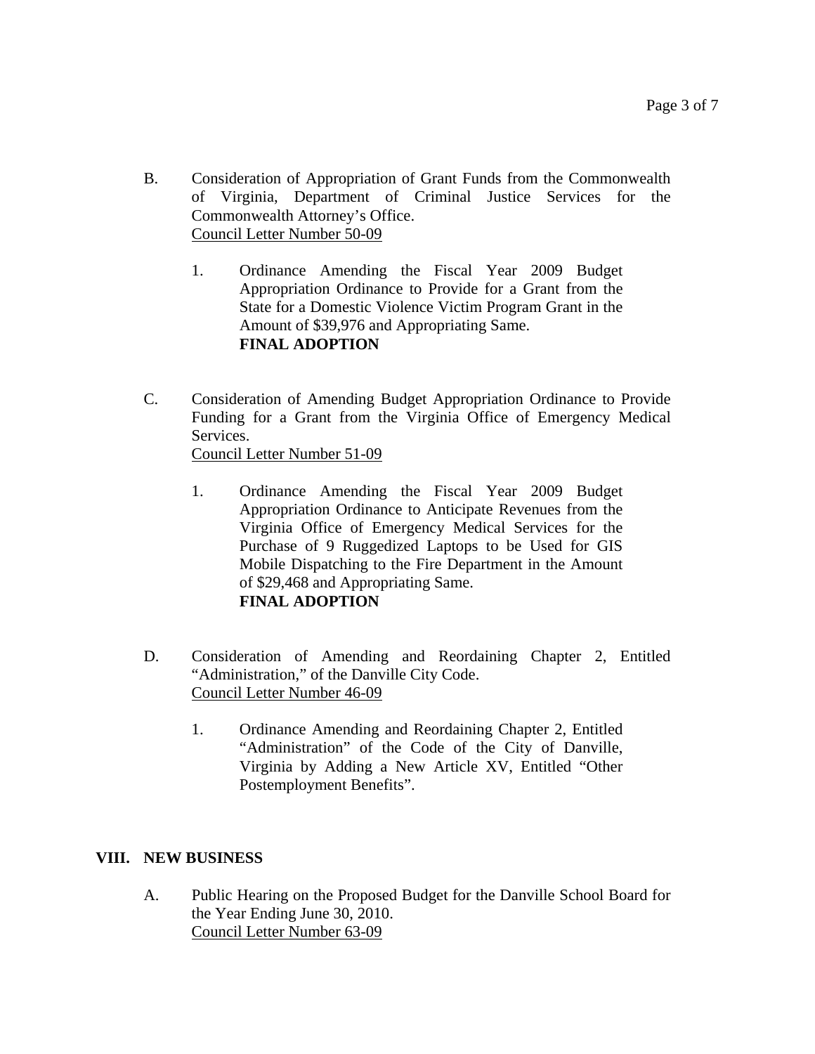B. Consideration of Appropriation of Grant Funds from the Commonwealth of Virginia, Department of Criminal Justice Services for the Commonwealth Attorney's Office.
Council Letter Number 50-09

   1. Ordinance Amending the Fiscal Year 2009 Budget Appropriation Ordinance to Provide for a Grant from the State for a Domestic Violence Victim Program Grant in the Amount of $39,976 and Appropriating Same.
   **FINAL ADOPTION**

C. Consideration of Amending Budget Appropriation Ordinance to Provide Funding for a Grant from the Virginia Office of Emergency Medical Services.
Council Letter Number 51-09

   1. Ordinance Amending the Fiscal Year 2009 Budget Appropriation Ordinance to Anticipate Revenues from the Virginia Office of Emergency Medical Services for the Purchase of 9 Ruggedized Laptops to be Used for GIS Mobile Dispatching to the Fire Department in the Amount of $29,468 and Appropriating Same.
   **FINAL ADOPTION**

D. Consideration of Amending and Reordaining Chapter 2, Entitled "Administration," of the Danville City Code.
Council Letter Number 46-09

   1. Ordinance Amending and Reordaining Chapter 2, Entitled "Administration" of the Code of the City of Danville, Virginia by Adding a New Article XV, Entitled "Other Postemployment Benefits".

## VIII. NEW BUSINESS

A. Public Hearing on the Proposed Budget for the Danville School Board for the Year Ending June 30, 2010.
Council Letter Number 63-09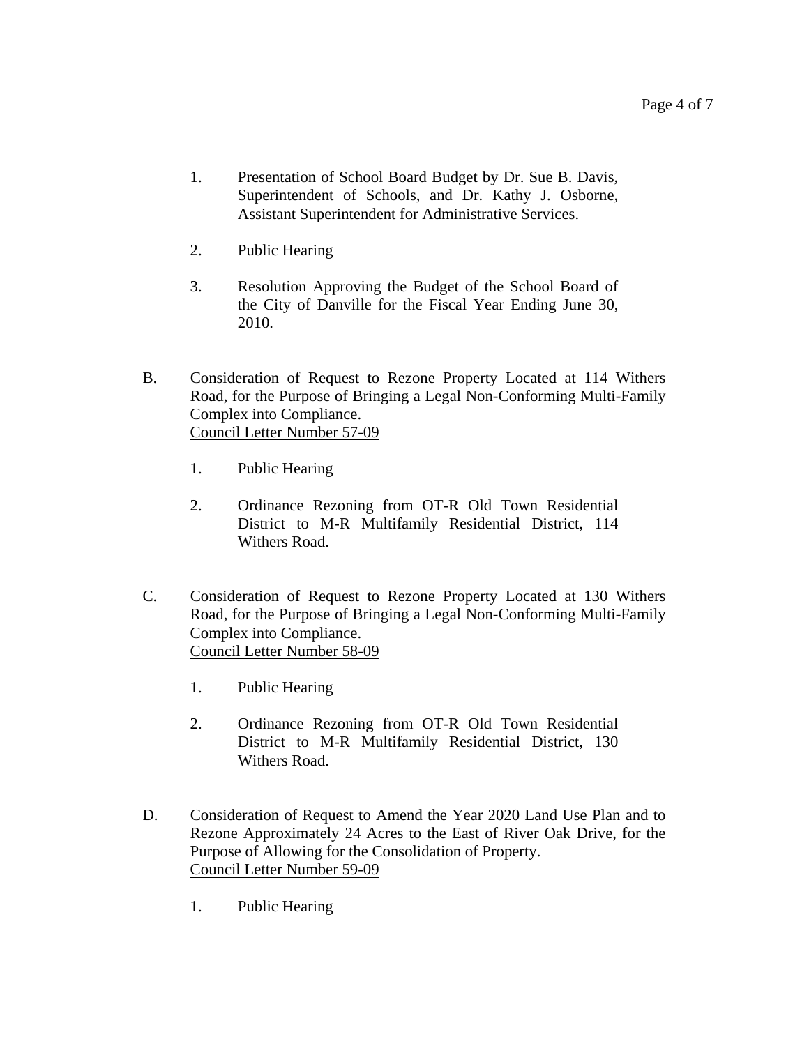1. Presentation of School Board Budget by Dr. Sue B. Davis, Superintendent of Schools, and Dr. Kathy J. Osborne, Assistant Superintendent for Administrative Services.

2. Public Hearing

3. Resolution Approving the Budget of the School Board of the City of Danville for the Fiscal Year Ending June 30, 2010.

B. Consideration of Request to Rezone Property Located at 114 Withers Road, for the Purpose of Bringing a Legal Non-Conforming Multi-Family Complex into Compliance.
Council Letter Number 57-09

   1. Public Hearing

   2. Ordinance Rezoning from OT-R Old Town Residential District to M-R Multifamily Residential District, 114 Withers Road.

C. Consideration of Request to Rezone Property Located at 130 Withers Road, for the Purpose of Bringing a Legal Non-Conforming Multi-Family Complex into Compliance.
Council Letter Number 58-09

   1. Public Hearing

   2. Ordinance Rezoning from OT-R Old Town Residential District to M-R Multifamily Residential District, 130 Withers Road.

D. Consideration of Request to Amend the Year 2020 Land Use Plan and to Rezone Approximately 24 Acres to the East of River Oak Drive, for the Purpose of Allowing for the Consolidation of Property.
Council Letter Number 59-09

   1. Public Hearing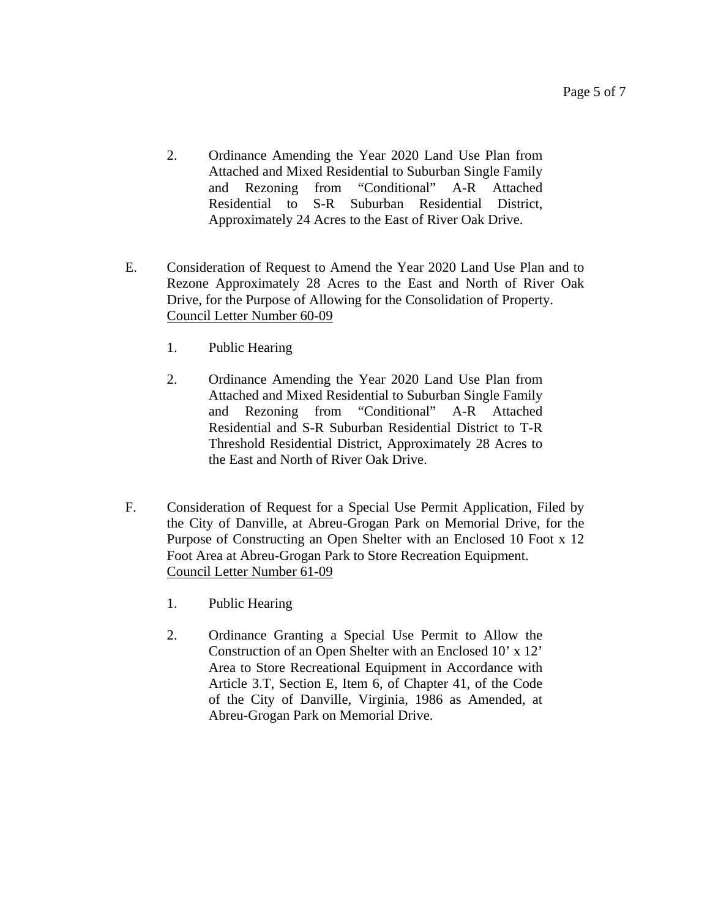2. Ordinance Amending the Year 2020 Land Use Plan from Attached and Mixed Residential to Suburban Single Family and Rezoning from "Conditional" A-R Attached Residential to S-R Suburban Residential District, Approximately 24 Acres to the East of River Oak Drive.

E. Consideration of Request to Amend the Year 2020 Land Use Plan and to Rezone Approximately 28 Acres to the East and North of River Oak Drive, for the Purpose of Allowing for the Consolidation of Property.
<u>Council Letter Number 60-09</u>

   1. Public Hearing

   2. Ordinance Amending the Year 2020 Land Use Plan from Attached and Mixed Residential to Suburban Single Family and Rezoning from "Conditional" A-R Attached Residential and S-R Suburban Residential District to T-R Threshold Residential District, Approximately 28 Acres to the East and North of River Oak Drive.

F. Consideration of Request for a Special Use Permit Application, Filed by the City of Danville, at Abreu-Grogan Park on Memorial Drive, for the Purpose of Constructing an Open Shelter with an Enclosed 10 Foot x 12 Foot Area at Abreu-Grogan Park to Store Recreation Equipment.
<u>Council Letter Number 61-09</u>

   1. Public Hearing

   2. Ordinance Granting a Special Use Permit to Allow the Construction of an Open Shelter with an Enclosed 10' x 12' Area to Store Recreational Equipment in Accordance with Article 3.T, Section E, Item 6, of Chapter 41, of the Code of the City of Danville, Virginia, 1986 as Amended, at Abreu-Grogan Park on Memorial Drive.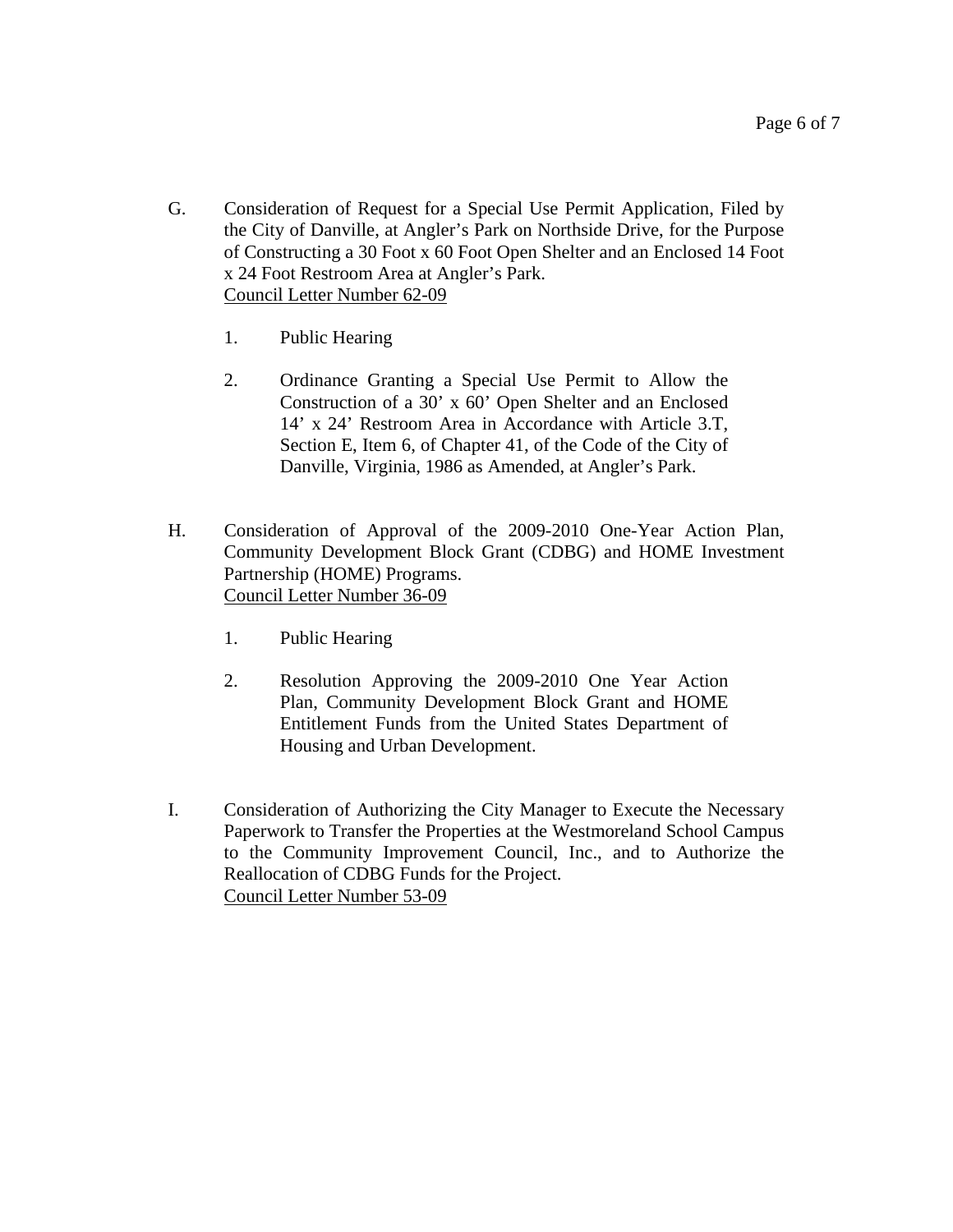G. Consideration of Request for a Special Use Permit Application, Filed by the City of Danville, at Angler's Park on Northside Drive, for the Purpose of Constructing a 30 Foot x 60 Foot Open Shelter and an Enclosed 14 Foot x 24 Foot Restroom Area at Angler's Park.
Council Letter Number 62-09

   1. Public Hearing

   2. Ordinance Granting a Special Use Permit to Allow the Construction of a 30' x 60' Open Shelter and an Enclosed 14' x 24' Restroom Area in Accordance with Article 3.T, Section E, Item 6, of Chapter 41, of the Code of the City of Danville, Virginia, 1986 as Amended, at Angler's Park.

H. Consideration of Approval of the 2009-2010 One-Year Action Plan, Community Development Block Grant (CDBG) and HOME Investment Partnership (HOME) Programs.
Council Letter Number 36-09

   1. Public Hearing

   2. Resolution Approving the 2009-2010 One Year Action Plan, Community Development Block Grant and HOME Entitlement Funds from the United States Department of Housing and Urban Development.

I. Consideration of Authorizing the City Manager to Execute the Necessary Paperwork to Transfer the Properties at the Westmoreland School Campus to the Community Improvement Council, Inc., and to Authorize the Reallocation of CDBG Funds for the Project.
Council Letter Number 53-09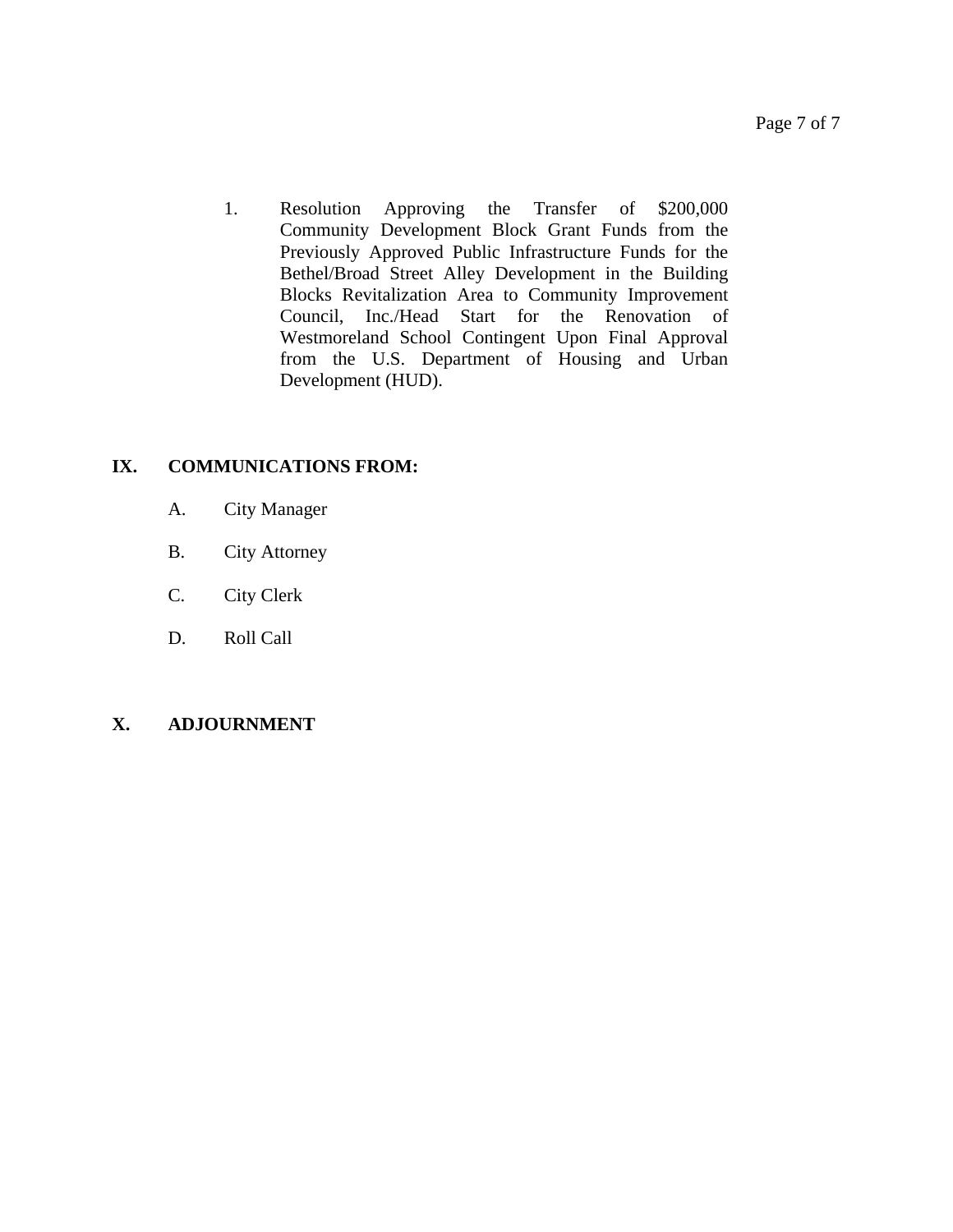1. Resolution Approving the Transfer of $200,000 Community Development Block Grant Funds from the Previously Approved Public Infrastructure Funds for the Bethel/Broad Street Alley Development in the Building Blocks Revitalization Area to Community Improvement Council, Inc./Head Start for the Renovation of Westmoreland School Contingent Upon Final Approval from the U.S. Department of Housing and Urban Development (HUD).

## IX. COMMUNICATIONS FROM:

A. City Manager

B. City Attorney

C. City Clerk

D. Roll Call

## X. ADJOURNMENT